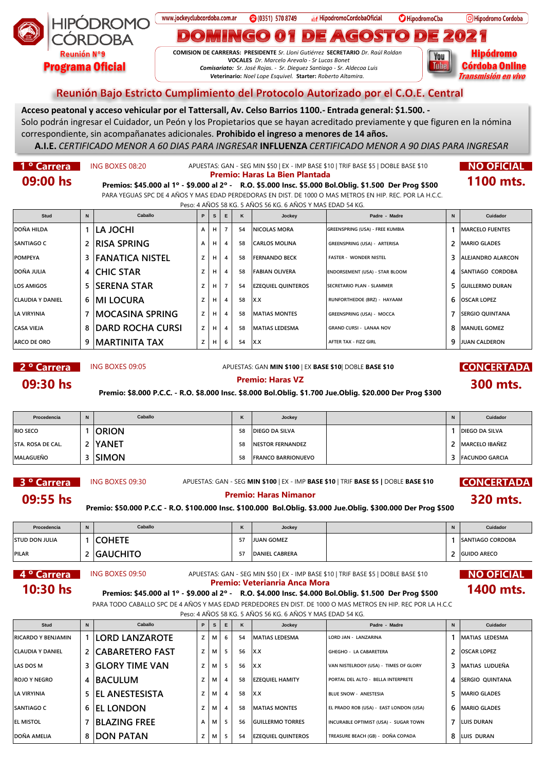# HIPÓDROMO CÓRDOBA

**Reunión N°9**

**Programa Oficial**

www.jockeyclubcordoba.com.ar | (0351) 570 8749 | HipodromoCordobaOficial | HipodromoCba | Hipodromo Cordoba

# DOMINGO 01 DE AGOSTO DE 2021

**COMISION DE CARRERAS: PRESIDENTE** *Sr. Lloni Gutiérrez* **SECRETARIO** *Dr. Raúl Roldan*
**VOCALES** *Dr. Marcelo Arevalo - Sr Lucas Bonet*
***Comisariato:*** *Sr. José Rojas. - Sr. Dieguez Santiago - Sr. Aldecoa Luis*
**Veterinario:** *Noel Lope Esquivel.* **Starter:** *Roberto Altamira.*

**Hipódromo Córdoba Online** *Transmisión en vivo*

## Reunión Bajo Estricto Cumplimiento del Protocolo Autorizado por el C.O.E. Central

**Acceso peatonal y acceso vehicular por el Tattersall, Av. Celso Barrios 1100.- Entrada general: $1.500. -**
Solo podrán ingresar el Cuidador, un Peón y los Propietarios que se hayan acreditado previamente y que figuren en la nómina correspondiente, sin acompañanates adicionales. **Prohibido el ingreso a menores de 14 años.**
**A.I.E.** *CERTIFICADO MENOR A 60 DIAS PARA INGRESAR* **INFLUENZA** *CERTIFICADO MENOR A 90 DIAS PARA INGRESAR*

## 1° Carrera — 09:00 hs — NO OFICIAL — 1100 mts.

ING BOXES 08:20 — APUESTAS: GAN - SEG MIN $50 | EX - IMP BASE $10 | TRIF BASE $5 | DOBLE BASE $10

**Premio: Haras La Bien Plantada**

**Premios: $45.000 al 1° - $9.000 al 2° - R.O. $5.000 Insc. $5.000 Bol.Oblig. $1.500 Der Prog $500**

PARA YEGUAS SPC DE 4 AÑOS Y MAS EDAD PERDEDORAS EN DIST. DE 1000 O MAS METROS EN HIP. REC. POR LA H.C.C.
Peso: 4 AÑOS 58 KG. 5 AÑOS 56 KG. 6 AÑOS Y MAS EDAD 54 KG.

| Stud | N | Caballo | P | S | E | K | Jockey | Padre - Madre | N | Cuidador |
|---|---|---|---|---|---|---|---|---|---|---|
| DOÑA HILDA | 1 | LA JOCHI | A | H | 7 | 54 | NICOLAS MORA | GREENSPRING (USA) - FREE KUMBIA | 1 | MARCELO FUENTES |
| SANTIAGO C | 2 | RISA SPRING | A | H | 4 | 58 | CARLOS MOLINA | GREENSPRING (USA) - ARTERISA | 2 | MARIO GLADES |
| POMPEYA | 3 | FANATICA NISTEL | Z | H | 4 | 58 | FERNANDO BECK | FASTER - WONDER NISTEL | 3 | ALEJANDRO ALARCON |
| DOÑA JULIA | 4 | CHIC STAR | Z | H | 4 | 58 | FABIAN OLIVERA | ENDORSEMENT (USA) - STAR BLOOM | 4 | SANTIAGO CORDOBA |
| LOS AMIGOS | 5 | SERENA STAR | Z | H | 7 | 54 | EZEQUIEL QUINTEROS | SECRETARIO PLAN - SLAMMER | 5 | GUILLERMO DURAN |
| CLAUDIA Y DANIEL | 6 | MI LOCURA | Z | H | 4 | 58 | X.X | RUNFORTHEDOE (BRZ) - HAYAAM | 6 | OSCAR LOPEZ |
| LA VIRYINIA | 7 | MOCASINA SPRING | Z | H | 4 | 58 | MATIAS MONTES | GREENSPRING (USA) - MOCCA | 7 | SERGIO QUINTANA |
| CASA VIEJA | 8 | DARD ROCHA CURSI | Z | H | 4 | 58 | MATIAS LEDESMA | GRAND CURSI - LANAA NOV | 8 | MANUEL GOMEZ |
| ARCO DE ORO | 9 | MARTINITA TAX | Z | H | 6 | 54 | X.X | AFTER TAX - FIZZ GIRL | 9 | JUAN CALDERON |

## 2° Carrera — 09:30 hs — CONCERTADA — 300 mts.

ING BOXES 09:05 — APUESTAS: GAN **MIN $100** | EX **BASE $10** | DOBLE **BASE $10**

**Premio: Haras VZ**

**Premio: $8.000 P.C.C. - R.O. $8.000 Insc. $8.000 Bol.Oblig. $1.700 Jue.Oblig. $20.000 Der Prog $300**

| Procedencia | N | Caballo | K | Jockey | | N | Cuidador |
|---|---|---|---|---|---|---|---|
| RIO SECO | 1 | ORION | 58 | DIEGO DA SILVA | | 1 | DIEGO DA SILVA |
| STA. ROSA DE CAL. | 2 | YANET | 58 | NESTOR FERNANDEZ | | 2 | MARCELO IBAÑEZ |
| MALAGUEÑO | 3 | SIMON | 58 | FRANCO BARRIONUEVO | | 3 | FACUNDO GARCIA |

## 3° Carrera — 09:55 hs — CONCERTADA — 320 mts.

ING BOXES 09:30 — APUESTAS: GAN - SEG **MIN $100** | EX - IMP **BASE $10** | TRIF **BASE $5 |** DOBLE **BASE $10**

**Premio: Haras Nimanor**

**Premio: $50.000 P.C.C - R.O. $100.000 Insc. $100.000 Bol.Oblig. $3.000 Jue.Oblig. $300.000 Der Prog $500**

| Procedencia | N | Caballo | K | Jockey | | N | Cuidador |
|---|---|---|---|---|---|---|---|
| STUD DON JULIA | 1 | COHETE | 57 | JUAN GOMEZ | | 1 | SANTIAGO CORDOBA |
| PILAR | 2 | GAUCHITO | 57 | DANIEL CABRERA | | 2 | GUIDO ARECO |

## 4° Carrera — 10:30 hs — NO OFICIAL — 1400 mts.

ING BOXES 09:50 — APUESTAS: GAN - SEG MIN $50 | EX - IMP BASE $10 | TRIF BASE $5 | DOBLE BASE $10

**Premio: Veterianria Anca Mora**

**Premios: $45.000 al 1° - $9.000 al 2° - R.O. $4.000 Insc. $4.000 Bol.Oblig. $1.500 Der Prog $500**

PARA TODO CABALLO SPC DE 4 AÑOS Y MAS EDAD PERDEDORES EN DIST. DE 1000 O MAS METROS EN HIP. REC POR LA H.C.C
Peso: 4 AÑOS 58 KG. 5 AÑOS 56 KG. 6 AÑOS Y MAS EDAD 54 KG.

| Stud | N | Caballo | P | S | E | K | Jockey | Padre - Madre | N | Cuidador |
|---|---|---|---|---|---|---|---|---|---|---|
| RICARDO Y BENJAMIN | 1 | LORD LANZAROTE | Z | M | 6 | 54 | MATIAS LEDESMA | LORD JAN - LANZARINA | 1 | MATIAS LEDESMA |
| CLAUDIA Y DANIEL | 2 | CABARETERO FAST | Z | M | 5 | 56 | X.X | GHEGHO - LA CABARETERA | 2 | OSCAR LOPEZ |
| LAS DOS M | 3 | GLORY TIME VAN | Z | M | 5 | 56 | X.X | VAN NISTELROOY (USA) - TIMES OF GLORY | 3 | MATIAS LUDUEÑA |
| ROJO Y NEGRO | 4 | BACULUM | Z | M | 4 | 58 | EZEQUIEL HAMITY | PORTAL DEL ALTO - BELLA INTERPRETE | 4 | SERGIO QUINTANA |
| LA VIRYINIA | 5 | EL ANESTESISTA | Z | M | 4 | 58 | X.X | BLUE SNOW - ANESTESIA | 5 | MARIO GLADES |
| SANTIAGO C | 6 | EL LONDON | Z | M | 4 | 58 | MATIAS MONTES | EL PRADO ROB (USA) - EAST LONDON (USA) | 6 | MARIO GLADES |
| EL MISTOL | 7 | BLAZING FREE | A | M | 5 | 56 | GUILLERMO TORRES | INCURABLE OPTIMIST (USA) - SUGAR TOWN | 7 | LUIS DURAN |
| DOÑA AMELIA | 8 | DON PATAN | Z | M | 5 | 54 | EZEQUIEL QUINTEROS | TREASURE BEACH (GB) - DOÑA COPADA | 8 | LUIS DURAN |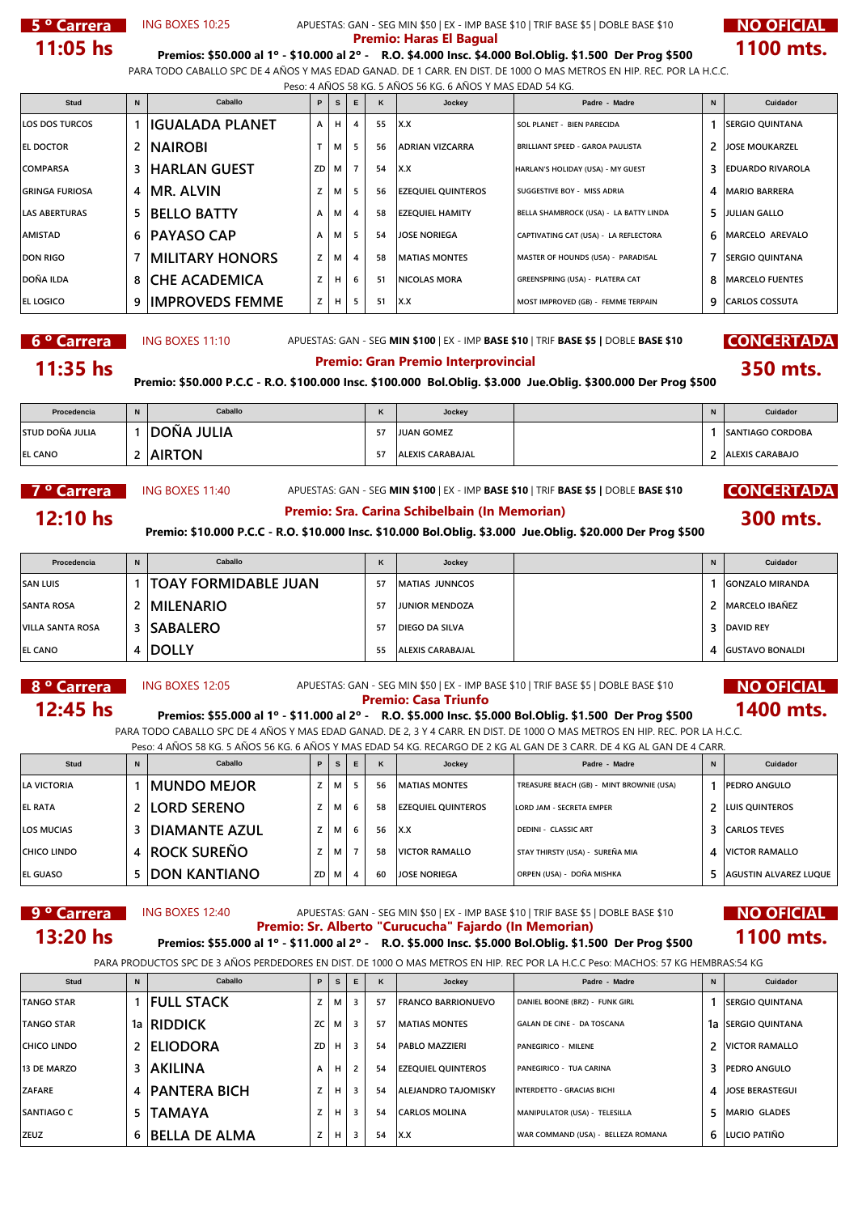## 5 º Carrera — 11:05 hs

ING BOXES 10:25 — APUESTAS: GAN - SEG MIN $50 | EX - IMP BASE $10 | TRIF BASE $5 | DOBLE BASE $10

**NO OFICIAL** — **1100 mts.**

**Premio: Haras El Bagual**

**Premios: $50.000 al 1º - $10.000 al 2º - R.O. $4.000 Insc. $4.000 Bol.Oblig. $1.500 Der Prog $500**

PARA TODO CABALLO SPC DE 4 AÑOS Y MAS EDAD GANAD. DE 1 CARR. EN DIST. DE 1000 O MAS METROS EN HIP. REC. POR LA H.C.C.

Peso: 4 AÑOS 58 KG. 5 AÑOS 56 KG. 6 AÑOS Y MAS EDAD 54 KG.

| Stud | N | Caballo | P | S | E | K | Jockey | Padre - Madre | N | Cuidador |
|---|---|---|---|---|---|---|---|---|---|---|
| LOS DOS TURCOS | 1 | IGUALADA PLANET | A | H | 4 | 55 | X.X | SOL PLANET - BIEN PARECIDA | 1 | SERGIO QUINTANA |
| EL DOCTOR | 2 | NAIROBI | T | M | 5 | 56 | ADRIAN VIZCARRA | BRILLIANT SPEED - GAROA PAULISTA | 2 | JOSE MOUKARZEL |
| COMPARSA | 3 | HARLAN GUEST | ZD | M | 7 | 54 | X.X | HARLAN'S HOLIDAY (USA) - MY GUEST | 3 | EDUARDO RIVAROLA |
| GRINGA FURIOSA | 4 | MR. ALVIN | Z | M | 5 | 56 | EZEQUIEL QUINTEROS | SUGGESTIVE BOY - MISS ADRIA | 4 | MARIO BARRERA |
| LAS ABERTURAS | 5 | BELLO BATTY | A | M | 4 | 58 | EZEQUIEL HAMITY | BELLA SHAMBROCK (USA) - LA BATTY LINDA | 5 | JULIAN GALLO |
| AMISTAD | 6 | PAYASO CAP | A | M | 5 | 54 | JOSE NORIEGA | CAPTIVATING CAT (USA) - LA REFLECTORA | 6 | MARCELO AREVALO |
| DON RIGO | 7 | MILITARY HONORS | Z | M | 4 | 58 | MATIAS MONTES | MASTER OF HOUNDS (USA) - PARADISAL | 7 | SERGIO QUINTANA |
| DOÑA ILDA | 8 | CHE ACADEMICA | Z | H | 6 | 51 | NICOLAS MORA | GREENSPRING (USA) - PLATERA CAT | 8 | MARCELO FUENTES |
| EL LOGICO | 9 | IMPROVEDS FEMME | Z | H | 5 | 51 | X.X | MOST IMPROVED (GB) - FEMME TERPAIN | 9 | CARLOS COSSUTA |

## 6 º Carrera — 11:35 hs

ING BOXES 11:10 — APUESTAS: GAN - SEG **MIN $100** | EX - IMP **BASE $10** | TRIF **BASE $5** | DOBLE **BASE $10**

**CONCERTADA** — **350 mts.**

**Premio: Gran Premio Interprovincial**

**Premio: $50.000 P.C.C - R.O. $100.000 Insc. $100.000 Bol.Oblig. $3.000 Jue.Oblig. $300.000 Der Prog $500**

| Procedencia | N | Caballo | K | Jockey | | N | Cuidador |
|---|---|---|---|---|---|---|---|
| STUD DOÑA JULIA | 1 | DOÑA JULIA | 57 | JUAN GOMEZ | | 1 | SANTIAGO CORDOBA |
| EL CANO | 2 | AIRTON | 57 | ALEXIS CARABAJAL | | 2 | ALEXIS CARABAJO |

## 7 º Carrera — 12:10 hs

ING BOXES 11:40 — APUESTAS: GAN - SEG **MIN $100** | EX - IMP **BASE $10** | TRIF **BASE $5** | DOBLE **BASE $10**

**CONCERTADA** — **300 mts.**

**Premio: Sra. Carina Schibelbain (In Memorian)**

**Premio: $10.000 P.C.C - R.O. $10.000 Insc. $10.000 Bol.Oblig. $3.000 Jue.Oblig. $20.000 Der Prog $500**

| Procedencia | N | Caballo | K | Jockey | | N | Cuidador |
|---|---|---|---|---|---|---|---|
| SAN LUIS | 1 | TOAY FORMIDABLE JUAN | 57 | MATIAS JUNNCOS | | 1 | GONZALO MIRANDA |
| SANTA ROSA | 2 | MILENARIO | 57 | JUNIOR MENDOZA | | 2 | MARCELO IBAÑEZ |
| VILLA SANTA ROSA | 3 | SABALERO | 57 | DIEGO DA SILVA | | 3 | DAVID REY |
| EL CANO | 4 | DOLLY | 55 | ALEXIS CARABAJAL | | 4 | GUSTAVO BONALDI |

## 8 º Carrera — 12:45 hs

ING BOXES 12:05 — APUESTAS: GAN - SEG MIN $50 | EX - IMP BASE $10 | TRIF BASE $5 | DOBLE BASE $10

**NO OFICIAL** — **1400 mts.**

**Premio: Casa Triunfo**

**Premios: $55.000 al 1º - $11.000 al 2º - R.O. $5.000 Insc. $5.000 Bol.Oblig. $1.500 Der Prog $500**

PARA TODO CABALLO SPC DE 4 AÑOS Y MAS EDAD GANAD. DE 2, 3 Y 4 CARR. EN DIST. DE 1000 O MAS METROS EN HIP. REC. POR LA H.C.C.

Peso: 4 AÑOS 58 KG. 5 AÑOS 56 KG. 6 AÑOS Y MAS EDAD 54 KG. RECARGO DE 2 KG AL GAN DE 3 CARR. DE 4 KG AL GAN DE 4 CARR.

| Stud | N | Caballo | P | S | E | K | Jockey | Padre - Madre | N | Cuidador |
|---|---|---|---|---|---|---|---|---|---|---|
| LA VICTORIA | 1 | MUNDO MEJOR | Z | M | 5 | 56 | MATIAS MONTES | TREASURE BEACH (GB) - MINT BROWNIE (USA) | 1 | PEDRO ANGULO |
| EL RATA | 2 | LORD SERENO | Z | M | 6 | 58 | EZEQUIEL QUINTEROS | LORD JAM - SECRETA EMPER | 2 | LUIS QUINTEROS |
| LOS MUCIAS | 3 | DIAMANTE AZUL | Z | M | 6 | 56 | X.X | DEDINI - CLASSIC ART | 3 | CARLOS TEVES |
| CHICO LINDO | 4 | ROCK SUREÑO | Z | M | 7 | 58 | VICTOR RAMALLO | STAY THIRSTY (USA) - SUREÑA MIA | 4 | VICTOR RAMALLO |
| EL GUASO | 5 | DON KANTIANO | ZD | M | 4 | 60 | JOSE NORIEGA | ORPEN (USA) - DOÑA MISHKA | 5 | AGUSTIN ALVAREZ LUQUE |

## 9 º Carrera — 13:20 hs

ING BOXES 12:40 — APUESTAS: GAN - SEG MIN $50 | EX - IMP BASE $10 | TRIF BASE $5 | DOBLE BASE $10

**NO OFICIAL** — **1100 mts.**

**Premio: Sr. Alberto "Curucucha" Fajardo (In Memorian)**

**Premios: $55.000 al 1º - $11.000 al 2º - R.O. $5.000 Insc. $5.000 Bol.Oblig. $1.500 Der Prog $500**

PARA PRODUCTOS SPC DE 3 AÑOS PERDEDORES EN DIST. DE 1000 O MAS METROS EN HIP. REC POR LA H.C.C Peso: MACHOS: 57 KG HEMBRAS:54 KG

| Stud | N | Caballo | P | S | E | K | Jockey | Padre - Madre | N | Cuidador |
|---|---|---|---|---|---|---|---|---|---|---|
| TANGO STAR | 1 | FULL STACK | Z | M | 3 | 57 | FRANCO BARRIONUEVO | DANIEL BOONE (BRZ) - FUNK GIRL | 1 | SERGIO QUINTANA |
| TANGO STAR | 1a | RIDDICK | ZC | M | 3 | 57 | MATIAS MONTES | GALAN DE CINE - DA TOSCANA | 1a | SERGIO QUINTANA |
| CHICO LINDO | 2 | ELIODORA | ZD | H | 3 | 54 | PABLO MAZZIERI | PANEGIRICO - MILENE | 2 | VICTOR RAMALLO |
| 13 DE MARZO | 3 | AKILINA | A | H | 2 | 54 | EZEQUIEL QUINTEROS | PANEGIRICO - TUA CARINA | 3 | PEDRO ANGULO |
| ZAFARE | 4 | PANTERA BICH | Z | H | 3 | 54 | ALEJANDRO TAJOMISKY | INTERDETTO - GRACIAS BICHI | 4 | JOSE BERASTEGUI |
| SANTIAGO C | 5 | TAMAYA | Z | H | 3 | 54 | CARLOS MOLINA | MANIPULATOR (USA) - TELESILLA | 5 | MARIO GLADES |
| ZEUZ | 6 | BELLA DE ALMA | Z | H | 3 | 54 | X.X | WAR COMMAND (USA) - BELLEZA ROMANA | 6 | LUCIO PATIÑO |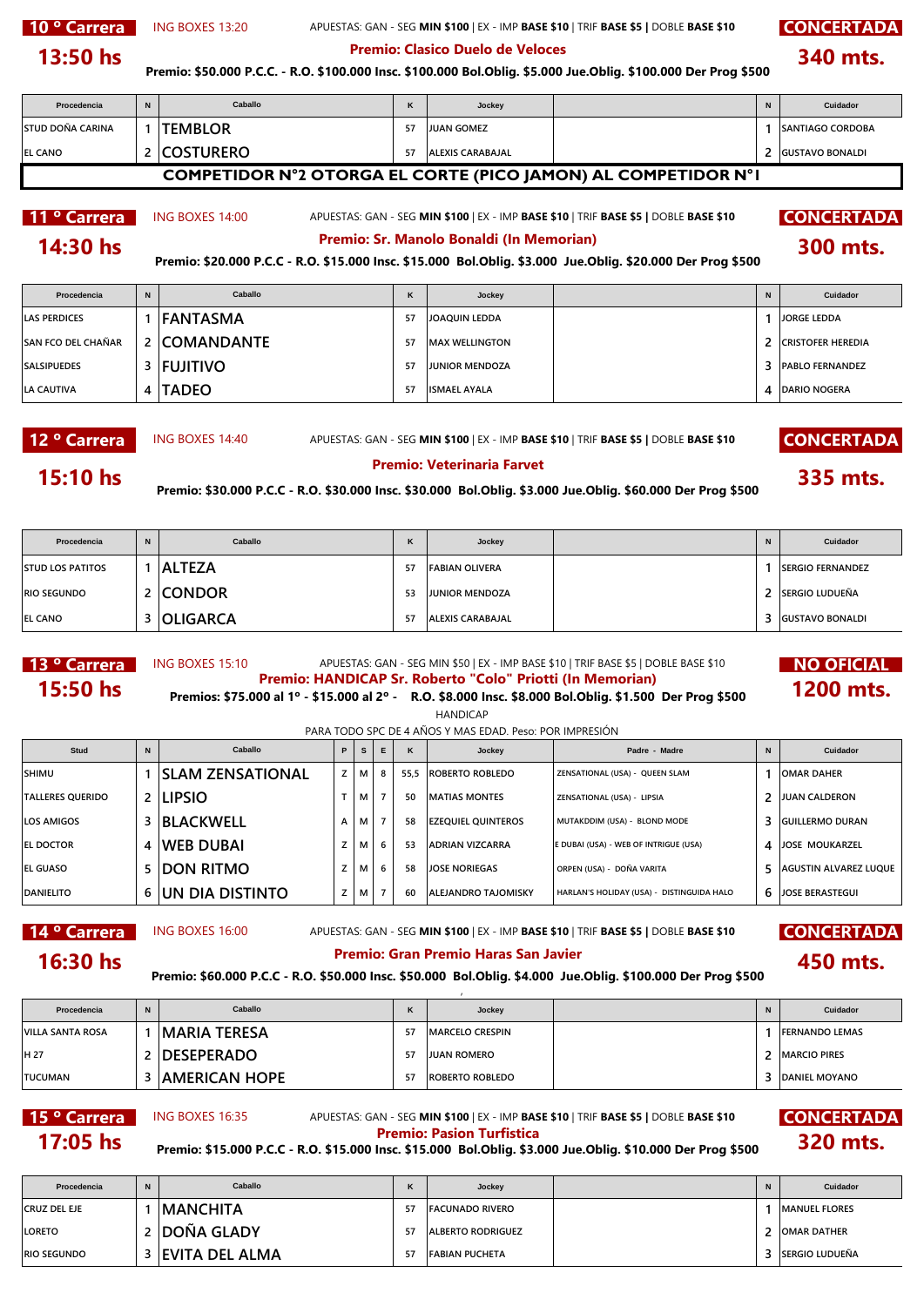## 10 º Carrera — 13:50 hs

ING BOXES 13:20 — APUESTAS: GAN - SEG **MIN $100** | EX - IMP **BASE $10** | TRIF **BASE $5 |** DOBLE **BASE $10**

**CONCERTADA** — **340 mts.**

**Premio: Clasico Duelo de Veloces**

**Premio: $50.000 P.C.C. - R.O. $100.000 Insc. $100.000 Bol.Oblig. $5.000 Jue.Oblig. $100.000 Der Prog $500**

| Procedencia | N | Caballo | K | Jockey | | N | Cuidador |
|---|---|---|---|---|---|---|---|
| STUD DOÑA CARINA | 1 | TEMBLOR | 57 | JUAN GOMEZ | | 1 | SANTIAGO CORDOBA |
| EL CANO | 2 | COSTURERO | 57 | ALEXIS CARABAJAL | | 2 | GUSTAVO BONALDI |

**COMPETIDOR N°2 OTORGA EL CORTE (PICO JAMON) AL COMPETIDOR N°1**

## 11 º Carrera — 14:30 hs

ING BOXES 14:00 — APUESTAS: GAN - SEG **MIN $100** | EX - IMP **BASE $10** | TRIF **BASE $5 |** DOBLE **BASE $10**

**CONCERTADA** — **300 mts.**

**Premio: Sr. Manolo Bonaldi (In Memorian)**

**Premio: $20.000 P.C.C - R.O. $15.000 Insc. $15.000 Bol.Oblig. $3.000 Jue.Oblig. $20.000 Der Prog $500**

| Procedencia | N | Caballo | K | Jockey | | N | Cuidador |
|---|---|---|---|---|---|---|---|
| LAS PERDICES | 1 | FANTASMA | 57 | JOAQUIN LEDDA | | 1 | JORGE LEDDA |
| SAN FCO DEL CHAÑAR | 2 | COMANDANTE | 57 | MAX WELLINGTON | | 2 | CRISTOFER HEREDIA |
| SALSIPUEDES | 3 | FUJITIVO | 57 | JUNIOR MENDOZA | | 3 | PABLO FERNANDEZ |
| LA CAUTIVA | 4 | TADEO | 57 | ISMAEL AYALA | | 4 | DARIO NOGERA |

## 12 º Carrera — 15:10 hs

ING BOXES 14:40 — APUESTAS: GAN - SEG **MIN $100** | EX - IMP **BASE $10** | TRIF **BASE $5 |** DOBLE **BASE $10**

**CONCERTADA** — **335 mts.**

**Premio: Veterinaria Farvet**

**Premio: $30.000 P.C.C - R.O. $30.000 Insc. $30.000 Bol.Oblig. $3.000 Jue.Oblig. $60.000 Der Prog $500**

| Procedencia | N | Caballo | K | Jockey | | N | Cuidador |
|---|---|---|---|---|---|---|---|
| STUD LOS PATITOS | 1 | ALTEZA | 57 | FABIAN OLIVERA | | 1 | SERGIO FERNANDEZ |
| RIO SEGUNDO | 2 | CONDOR | 53 | JUNIOR MENDOZA | | 2 | SERGIO LUDUEÑA |
| EL CANO | 3 | OLIGARCA | 57 | ALEXIS CARABAJAL | | 3 | GUSTAVO BONALDI |

## 13 º Carrera — 15:50 hs

ING BOXES 15:10 — APUESTAS: GAN - SEG MIN $50 | EX - IMP BASE $10 | TRIF BASE $5 | DOBLE BASE $10

**NO OFICIAL** — **1200 mts.**

**Premio: HANDICAP Sr. Roberto "Colo" Priotti (In Memorian)**

**Premios: $75.000 al 1º - $15.000 al 2º - R.O. $8.000 Insc. $8.000 Bol.Oblig. $1.500 Der Prog $500**

HANDICAP

PARA TODO SPC DE 4 AÑOS Y MAS EDAD. Peso: POR IMPRESIÓN

| Stud | N | Caballo | P | S | E | K | Jockey | Padre - Madre | N | Cuidador |
|---|---|---|---|---|---|---|---|---|---|---|
| SHIMU | 1 | SLAM ZENSATIONAL | Z | M | 8 | 55,5 | ROBERTO ROBLEDO | ZENSATIONAL (USA) - QUEEN SLAM | 1 | OMAR DAHER |
| TALLERES QUERIDO | 2 | LIPSIO | T | M | 7 | 50 | MATIAS MONTES | ZENSATIONAL (USA) - LIPSIA | 2 | JUAN CALDERON |
| LOS AMIGOS | 3 | BLACKWELL | A | M | 7 | 58 | EZEQUIEL QUINTEROS | MUTAKDDIM (USA) - BLOND MODE | 3 | GUILLERMO DURAN |
| EL DOCTOR | 4 | WEB DUBAI | Z | M | 6 | 53 | ADRIAN VIZCARRA | E DUBAI (USA) - WEB OF INTRIGUE (USA) | 4 | JOSE MOUKARZEL |
| EL GUASO | 5 | DON RITMO | Z | M | 6 | 58 | JOSE NORIEGAS | ORPEN (USA) - DOÑA VARITA | 5 | AGUSTIN ALVAREZ LUQUE |
| DANIELITO | 6 | UN DIA DISTINTO | Z | M | 7 | 60 | ALEJANDRO TAJOMISKY | HARLAN'S HOLIDAY (USA) - DISTINGUIDA HALO | 6 | JOSE BERASTEGUI |

## 14 º Carrera — 16:30 hs

ING BOXES 16:00 — APUESTAS: GAN - SEG **MIN $100** | EX - IMP **BASE $10** | TRIF **BASE $5 |** DOBLE **BASE $10**

**CONCERTADA** — **450 mts.**

**Premio: Gran Premio Haras San Javier**

**Premio: $60.000 P.C.C - R.O. $50.000 Insc. $50.000 Bol.Oblig. $4.000 Jue.Oblig. $100.000 Der Prog $500**

| Procedencia | N | Caballo | K | Jockey | | N | Cuidador |
|---|---|---|---|---|---|---|---|
| VILLA SANTA ROSA | 1 | MARIA TERESA | 57 | MARCELO CRESPIN | | 1 | FERNANDO LEMAS |
| H 27 | 2 | DESEPERADO | 57 | JUAN ROMERO | | 2 | MARCIO PIRES |
| TUCUMAN | 3 | AMERICAN HOPE | 57 | ROBERTO ROBLEDO | | 3 | DANIEL MOYANO |

## 15 º Carrera — 17:05 hs

ING BOXES 16:35 — APUESTAS: GAN - SEG **MIN $100** | EX - IMP **BASE $10** | TRIF **BASE $5 |** DOBLE **BASE $10**

**CONCERTADA** — **320 mts.**

**Premio: Pasion Turfistica**

**Premio: $15.000 P.C.C - R.O. $15.000 Insc. $15.000 Bol.Oblig. $3.000 Jue.Oblig. $10.000 Der Prog $500**

| Procedencia | N | Caballo | K | Jockey | | N | Cuidador |
|---|---|---|---|---|---|---|---|
| CRUZ DEL EJE | 1 | MANCHITA | 57 | FACUNADO RIVERO | | 1 | MANUEL FLORES |
| LORETO | 2 | DOÑA GLADY | 57 | ALBERTO RODRIGUEZ | | 2 | OMAR DATHER |
| RIO SEGUNDO | 3 | EVITA DEL ALMA | 57 | FABIAN PUCHETA | | 3 | SERGIO LUDUEÑA |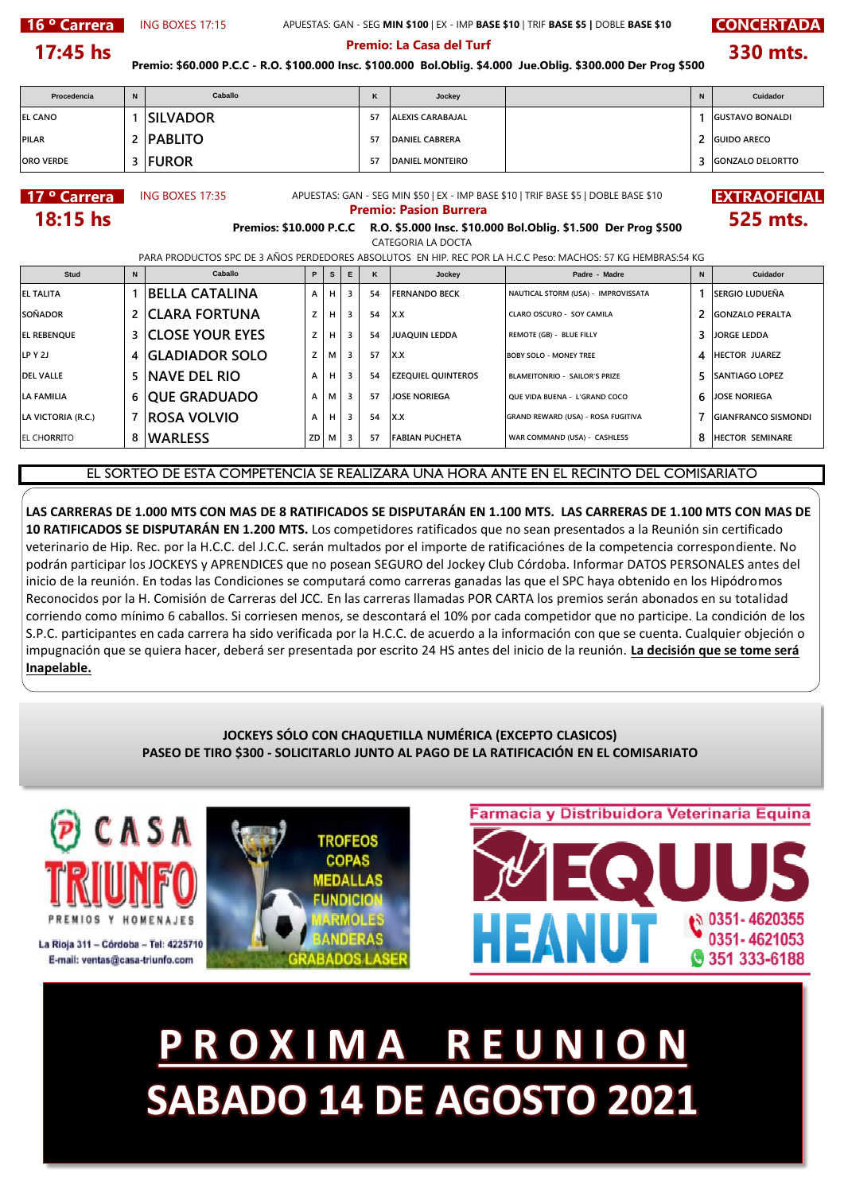## 16 ° Carrera

**17:45 hs**

ING BOXES 17:15

APUESTAS: GAN - SEG **MIN $100** | EX - IMP **BASE $10** | TRIF **BASE $5** | DOBLE **BASE $10**

**Premio: La Casa del Turf**

**Premio: $60.000 P.C.C - R.O. $100.000 Insc. $100.000 Bol.Oblig. $4.000 Jue.Oblig. $300.000 Der Prog $500**

**CONCERTADA**

**330 mts.**

| Procedencia | N | Caballo | K | Jockey | | N | Cuidador |
|---|---|---|---|---|---|---|---|
| EL CANO | 1 | SILVADOR | 57 | ALEXIS CARABAJAL | | 1 | GUSTAVO BONALDI |
| PILAR | 2 | PABLITO | 57 | DANIEL CABRERA | | 2 | GUIDO ARECO |
| ORO VERDE | 3 | FUROR | 57 | DANIEL MONTEIRO | | 3 | GONZALO DELORTTO |

## 17 ° Carrera

**18:15 hs**

ING BOXES 17:35

APUESTAS: GAN - SEG MIN $50 | EX - IMP BASE $10 | TRIF BASE $5 | DOBLE BASE $10

**Premio: Pasion Burrera**

**Premios: $10.000 P.C.C R.O. $5.000 Insc. $10.000 Bol.Oblig. $1.500 Der Prog $500**

CATEGORIA LA DOCTA

PARA PRODUCTOS SPC DE 3 AÑOS PERDEDORES ABSOLUTOS EN HIP. REC POR LA H.C.C Peso: MACHOS: 57 KG HEMBRAS:54 KG

**EXTRAOFICIAL**

**525 mts.**

| Stud | N | Caballo | P | S | E | K | Jockey | Padre - Madre | N | Cuidador |
|---|---|---|---|---|---|---|---|---|---|---|
| EL TALITA | 1 | BELLA CATALINA | A | H | 3 | 54 | FERNANDO BECK | NAUTICAL STORM (USA) - IMPROVISSATA | 1 | SERGIO LUDUEÑA |
| SOÑADOR | 2 | CLARA FORTUNA | Z | H | 3 | 54 | X.X | CLARO OSCURO - SOY CAMILA | 2 | GONZALO PERALTA |
| EL REBENQUE | 3 | CLOSE YOUR EYES | Z | H | 3 | 54 | JUAQUIN LEDDA | REMOTE (GB) - BLUE FILLY | 3 | JORGE LEDDA |
| LP Y 2J | 4 | GLADIADOR SOLO | Z | M | 3 | 57 | X.X | BOBY SOLO - MONEY TREE | 4 | HECTOR JUAREZ |
| DEL VALLE | 5 | NAVE DEL RIO | A | H | 3 | 54 | EZEQUIEL QUINTEROS | BLAMEITONRIO - SAILOR'S PRIZE | 5 | SANTIAGO LOPEZ |
| LA FAMILIA | 6 | QUE GRADUADO | A | M | 3 | 57 | JOSE NORIEGA | QUE VIDA BUENA - L'GRAND COCO | 6 | JOSE NORIEGA |
| LA VICTORIA (R.C.) | 7 | ROSA VOLVIO | A | H | 3 | 54 | X.X | GRAND REWARD (USA) - ROSA FUGITIVA | 7 | GIANFRANCO SISMONDI |
| EL CHORRITO | 8 | WARLESS | ZD | M | 3 | 57 | FABIAN PUCHETA | WAR COMMAND (USA) - CASHLESS | 8 | HECTOR SEMINARE |

EL SORTEO DE ESTA COMPETENCIA SE REALIZARA UNA HORA ANTE EN EL RECINTO DEL COMISARIATO

**LAS CARRERAS DE 1.000 MTS CON MAS DE 8 RATIFICADOS SE DISPUTARÁN EN 1.100 MTS. LAS CARRERAS DE 1.100 MTS CON MAS DE 10 RATIFICADOS SE DISPUTARÁN EN 1.200 MTS.** Los competidores ratificados que no sean presentados a la Reunión sin certificado veterinario de Hip. Rec. por la H.C.C. del J.C.C. serán multados por el importe de ratificaciónes de la competencia correspondiente. No podrán participar los JOCKEYS y APRENDICES que no posean SEGURO del Jockey Club Córdoba. Informar DATOS PERSONALES antes del inicio de la reunión. En todas las Condiciones se computará como carreras ganadas las que el SPC haya obtenido en los Hipódromos Reconocidos por la H. Comisión de Carreras del JCC. En las carreras llamadas POR CARTA los premios serán abonados en su totalidad corriendo como mínimo 6 caballos. Si corriesen menos, se descontará el 10% por cada competidor que no participe. La condición de los S.P.C. participantes en cada carrera ha sido verificada por la H.C.C. de acuerdo a la información con que se cuenta. Cualquier objeción o impugnación que se quiera hacer, deberá ser presentada por escrito 24 HS antes del inicio de la reunión. **La decisión que se tome será Inapelable.**

**JOCKEYS SÓLO CON CHAQUETILLA NUMÉRICA (EXCEPTO CLASICOS)**
**PASEO DE TIRO $300 - SOLICITARLO JUNTO AL PAGO DE LA RATIFICACIÓN EN EL COMISARIATO**

CASA TRIUNFO
PREMIOS Y HOMENAJES
La Rioja 311 – Córdoba – Tel: 4225710
E-mail: ventas@casa-triunfo.com

TROFEOS
COPAS
MEDALLAS
FUNDICION
MARMOLES
BANDERAS
GRABADOS LASER

Farmacia y Distribuidora Veterinaria Equina
EQUUS
HEANUT
0351- 4620355
0351- 4621053
351 333-6188

# PROXIMA REUNION
# SABADO 14 DE AGOSTO 2021